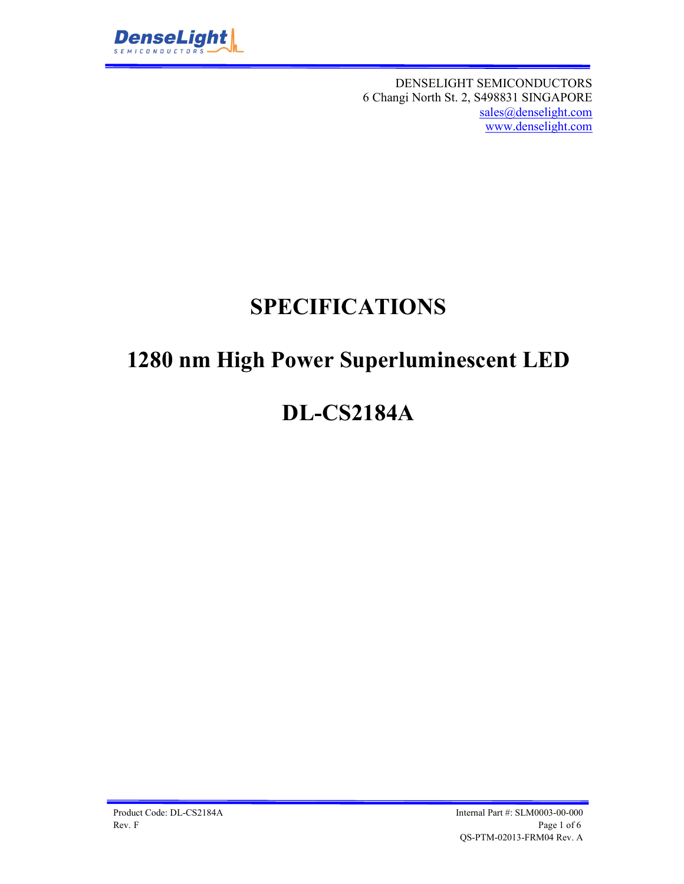DENSELIGHT SEMICONDUCTORS
6 Changi North St. 2, S498831 SINGAPORE
sales@denselight.com
www.denselight.com

# SPECIFICATIONS

# 1280 nm High Power Superluminescent LED

# DL-CS2184A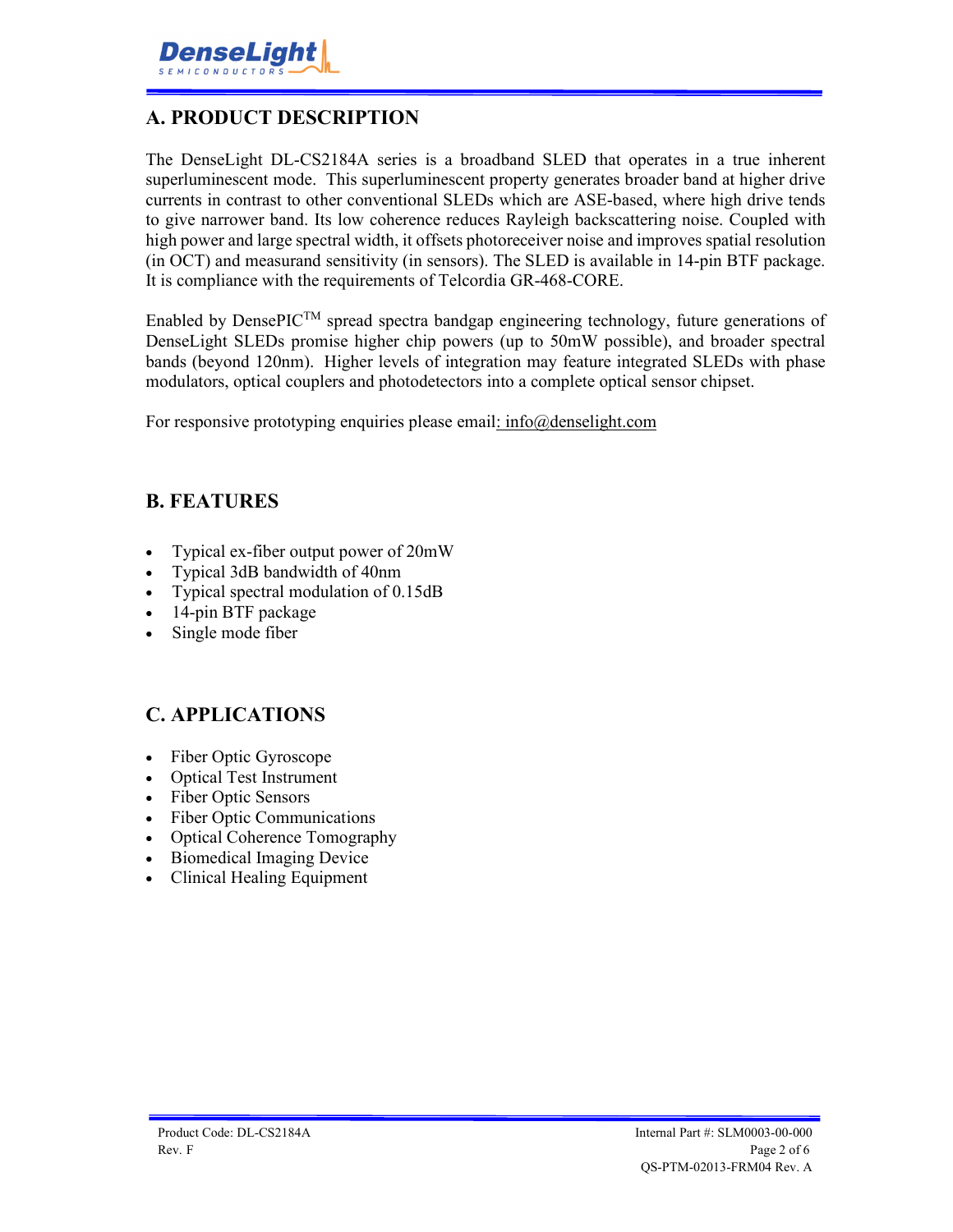## A. PRODUCT DESCRIPTION

The DenseLight DL-CS2184A series is a broadband SLED that operates in a true inherent superluminescent mode. This superluminescent property generates broader band at higher drive currents in contrast to other conventional SLEDs which are ASE-based, where high drive tends to give narrower band. Its low coherence reduces Rayleigh backscattering noise. Coupled with high power and large spectral width, it offsets photoreceiver noise and improves spatial resolution (in OCT) and measurand sensitivity (in sensors). The SLED is available in 14-pin BTF package. It is compliance with the requirements of Telcordia GR-468-CORE.

Enabled by DensePIC$^{TM}$ spread spectra bandgap engineering technology, future generations of DenseLight SLEDs promise higher chip powers (up to 50mW possible), and broader spectral bands (beyond 120nm). Higher levels of integration may feature integrated SLEDs with phase modulators, optical couplers and photodetectors into a complete optical sensor chipset.

For responsive prototyping enquiries please email: info@denselight.com

## B. FEATURES

- Typical ex-fiber output power of 20mW
- Typical 3dB bandwidth of 40nm
- Typical spectral modulation of 0.15dB
- 14-pin BTF package
- Single mode fiber

## C. APPLICATIONS

- Fiber Optic Gyroscope
- Optical Test Instrument
- Fiber Optic Sensors
- Fiber Optic Communications
- Optical Coherence Tomography
- Biomedical Imaging Device
- Clinical Healing Equipment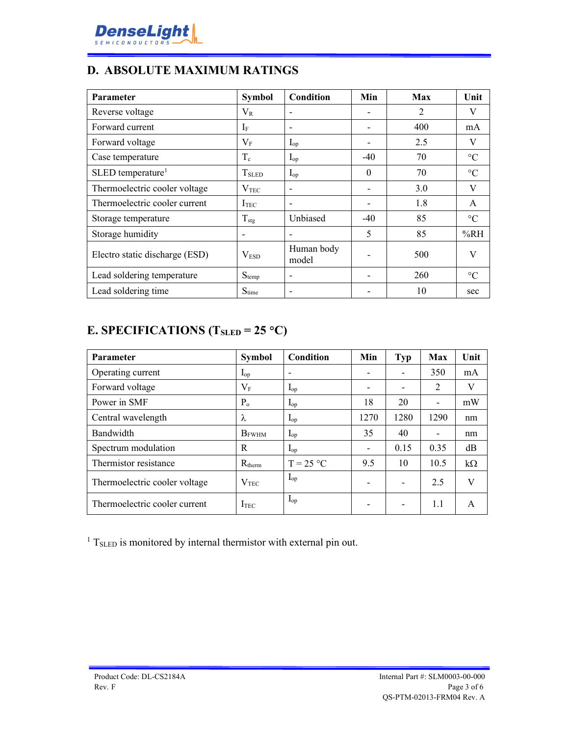## D. ABSOLUTE MAXIMUM RATINGS

| Parameter | Symbol | Condition | Min | Max | Unit |
|---|---|---|---|---|---|
| Reverse voltage | $V_R$ | - | - | 2 | V |
| Forward current | $I_F$ | - | - | 400 | mA |
| Forward voltage | $V_F$ | $I_{op}$ | - | 2.5 | V |
| Case temperature | $T_c$ | $I_{op}$ | -40 | 70 | °C |
| SLED temperature[1] | $T_{SLED}$ | $I_{op}$ | 0 | 70 | °C |
| Thermoelectric cooler voltage | $V_{TEC}$ | - | - | 3.0 | V |
| Thermoelectric cooler current | $I_{TEC}$ | - | - | 1.8 | A |
| Storage temperature | $T_{stg}$ | Unbiased | -40 | 85 | °C |
| Storage humidity | - | - | 5 | 85 | %RH |
| Electro static discharge (ESD) | $V_{ESD}$ | Human body model | - | 500 | V |
| Lead soldering temperature | $S_{temp}$ | - | - | 260 | °C |
| Lead soldering time | $S_{time}$ | - | - | 10 | sec |

## E. SPECIFICATIONS ($T_{SLED}$ = 25 °C)

| Parameter | Symbol | Condition | Min | Typ | Max | Unit |
|---|---|---|---|---|---|---|
| Operating current | $I_{op}$ | - | - | - | 350 | mA |
| Forward voltage | $V_F$ | $I_{op}$ | - | - | 2 | V |
| Power in SMF | $P_o$ | $I_{op}$ | 18 | 20 | - | mW |
| Central wavelength | $\lambda$ | $I_{op}$ | 1270 | 1280 | 1290 | nm |
| Bandwidth | $B_{FWHM}$ | $I_{op}$ | 35 | 40 | - | nm |
| Spectrum modulation | R | $I_{op}$ | - | 0.15 | 0.35 | dB |
| Thermistor resistance | $R_{therm}$ | T = 25 °C | 9.5 | 10 | 10.5 | kΩ |
| Thermoelectric cooler voltage | $V_{TEC}$ | $I_{op}$ | - | - | 2.5 | V |
| Thermoelectric cooler current | $I_{TEC}$ | $I_{op}$ | - | - | 1.1 | A |

[1] $T_{SLED}$ is monitored by internal thermistor with external pin out.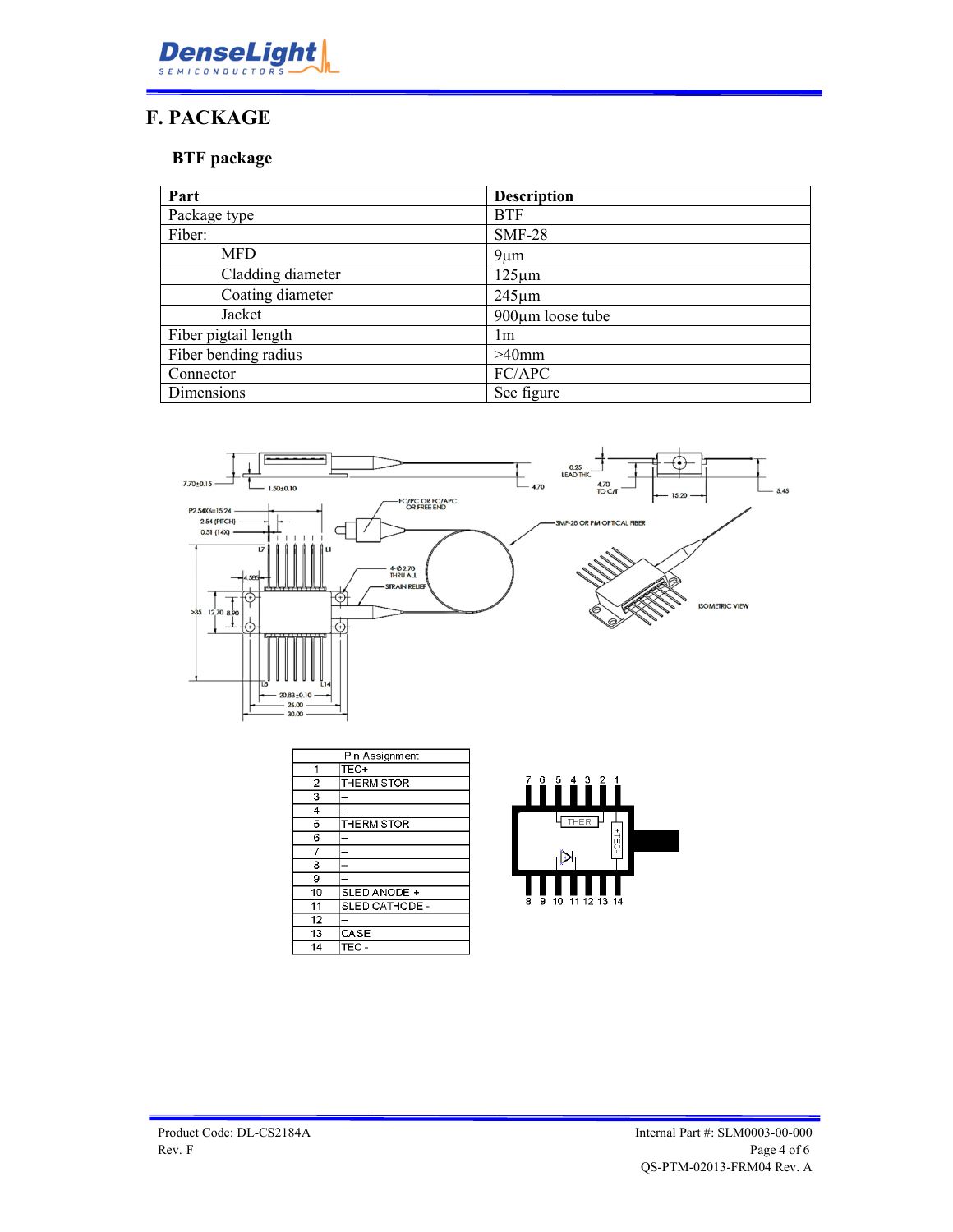# F. PACKAGE

## BTF package

| Part | Description |
|---|---|
| Package type | BTF |
| Fiber: | SMF-28 |
| MFD | 9µm |
| Cladding diameter | 125µm |
| Coating diameter | 245µm |
| Jacket | 900µm loose tube |
| Fiber pigtail length | 1m |
| Fiber bending radius | >40mm |
| Connector | FC/APC |
| Dimensions | See figure |

| Pin Assignment | |
|---|---|
| 1 | TEC+ |
| 2 | THERMISTOR |
| 3 | – |
| 4 | – |
| 5 | THERMISTOR |
| 6 | – |
| 7 | – |
| 8 | – |
| 9 | – |
| 10 | SLED ANODE + |
| 11 | SLED CATHODE - |
| 12 | – |
| 13 | CASE |
| 14 | TEC - |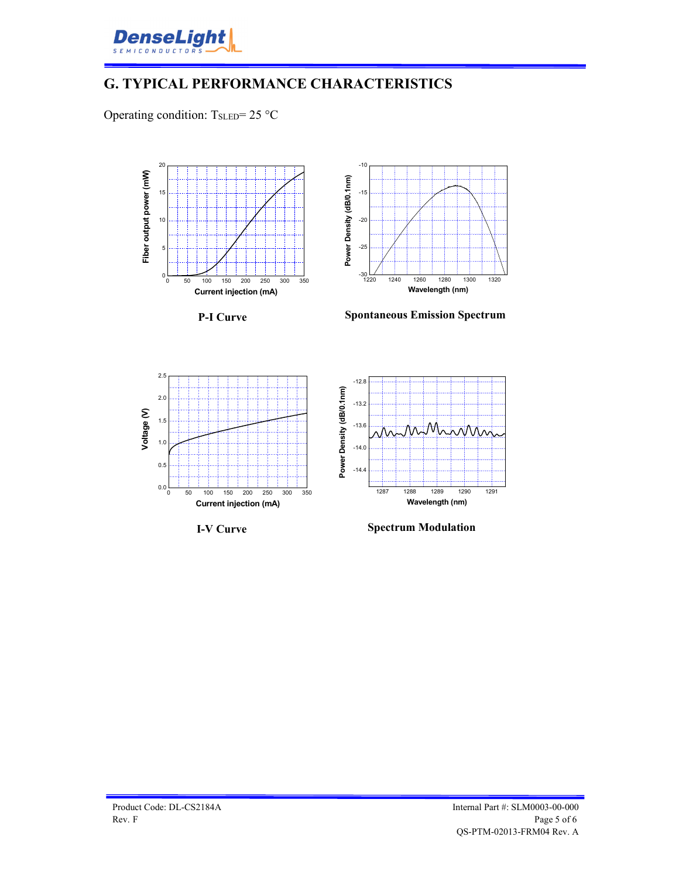## G. TYPICAL PERFORMANCE CHARACTERISTICS

Operating condition: $T_{SLED}$= 25 °C

P-I Curve

Spontaneous Emission Spectrum

I-V Curve

Spectrum Modulation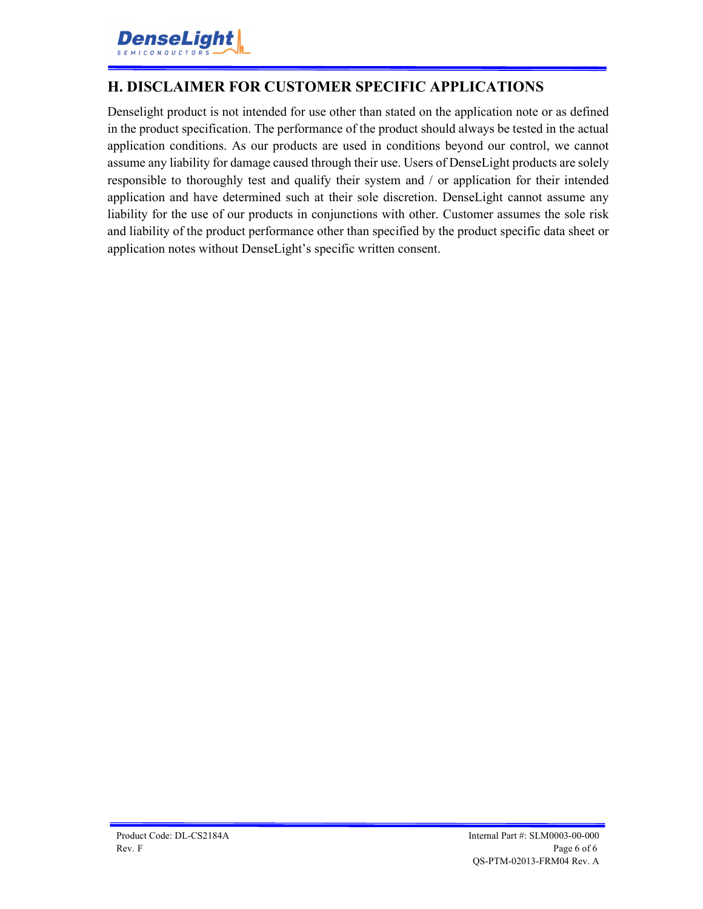## H. DISCLAIMER FOR CUSTOMER SPECIFIC APPLICATIONS

Denselight product is not intended for use other than stated on the application note or as defined in the product specification. The performance of the product should always be tested in the actual application conditions. As our products are used in conditions beyond our control, we cannot assume any liability for damage caused through their use. Users of DenseLight products are solely responsible to thoroughly test and qualify their system and / or application for their intended application and have determined such at their sole discretion. DenseLight cannot assume any liability for the use of our products in conjunctions with other. Customer assumes the sole risk and liability of the product performance other than specified by the product specific data sheet or application notes without DenseLight's specific written consent.